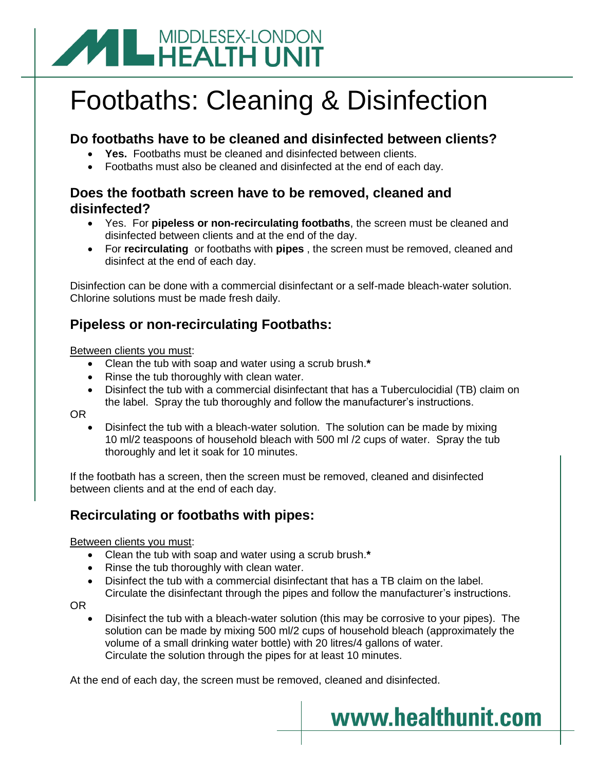MIDDLESEX-LONDON HEALTH UNIT

# Footbaths: Cleaning & Disinfection

## Do footbaths have to be cleaned and disinfected between clients?

- **Yes.** Footbaths must be cleaned and disinfected between clients.
- Footbaths must also be cleaned and disinfected at the end of each day.

## Does the footbath screen have to be removed, cleaned and disinfected?

- Yes. For **pipeless or non-recirculating footbaths**, the screen must be cleaned and disinfected between clients and at the end of the day.
- For **recirculating** or footbaths with **pipes** , the screen must be removed, cleaned and disinfect at the end of each day.

Disinfection can be done with a commercial disinfectant or a self-made bleach-water solution. Chlorine solutions must be made fresh daily.

## Pipeless or non-recirculating Footbaths:

Between clients you must:

- Clean the tub with soap and water using a scrub brush.**\***
- Rinse the tub thoroughly with clean water.
- Disinfect the tub with a commercial disinfectant that has a Tuberculocidial (TB) claim on the label. Spray the tub thoroughly and follow the manufacturer's instructions.

OR

- Disinfect the tub with a bleach-water solution. The solution can be made by mixing 10 ml/2 teaspoons of household bleach with 500 ml /2 cups of water. Spray the tub thoroughly and let it soak for 10 minutes.

If the footbath has a screen, then the screen must be removed, cleaned and disinfected between clients and at the end of each day.

## Recirculating or footbaths with pipes:

Between clients you must:

- Clean the tub with soap and water using a scrub brush.**\***
- Rinse the tub thoroughly with clean water.
- Disinfect the tub with a commercial disinfectant that has a TB claim on the label. Circulate the disinfectant through the pipes and follow the manufacturer's instructions.

OR

- Disinfect the tub with a bleach-water solution (this may be corrosive to your pipes). The solution can be made by mixing 500 ml/2 cups of household bleach (approximately the volume of a small drinking water bottle) with 20 litres/4 gallons of water. Circulate the solution through the pipes for at least 10 minutes.

At the end of each day, the screen must be removed, cleaned and disinfected.

**www.healthunit.com**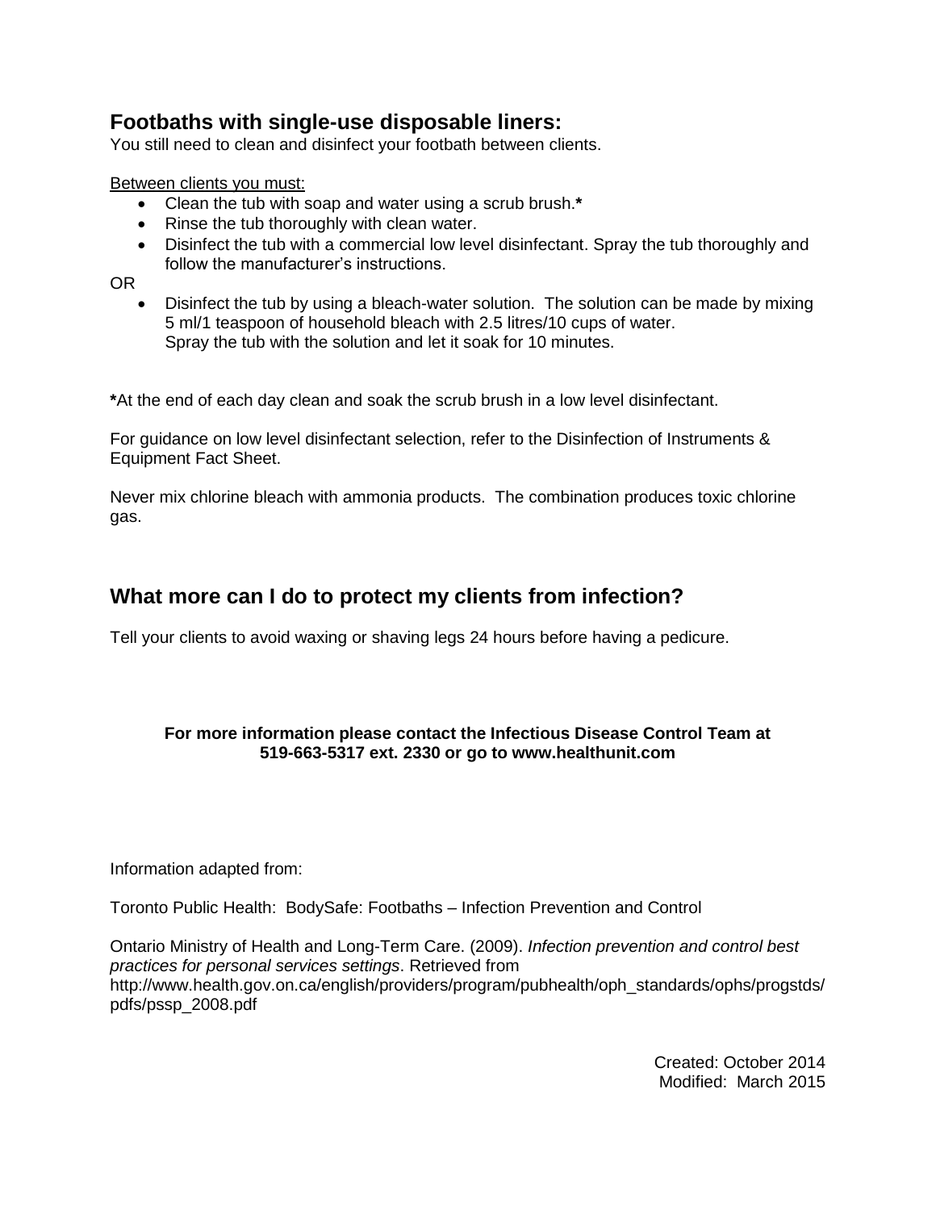## Footbaths with single-use disposable liners:

You still need to clean and disinfect your footbath between clients.

Between clients you must:

- Clean the tub with soap and water using a scrub brush.**\***
- Rinse the tub thoroughly with clean water.
- Disinfect the tub with a commercial low level disinfectant. Spray the tub thoroughly and follow the manufacturer's instructions.

OR

- Disinfect the tub by using a bleach-water solution. The solution can be made by mixing 5 ml/1 teaspoon of household bleach with 2.5 litres/10 cups of water. Spray the tub with the solution and let it soak for 10 minutes.

**\***At the end of each day clean and soak the scrub brush in a low level disinfectant.

For guidance on low level disinfectant selection, refer to the Disinfection of Instruments & Equipment Fact Sheet.

Never mix chlorine bleach with ammonia products. The combination produces toxic chlorine gas.

## What more can I do to protect my clients from infection?

Tell your clients to avoid waxing or shaving legs 24 hours before having a pedicure.

**For more information please contact the Infectious Disease Control Team at 519-663-5317 ext. 2330 or go to www.healthunit.com**

Information adapted from:

Toronto Public Health: BodySafe: Footbaths – Infection Prevention and Control

Ontario Ministry of Health and Long-Term Care. (2009). *Infection prevention and control best practices for personal services settings*. Retrieved from http://www.health.gov.on.ca/english/providers/program/pubhealth/oph_standards/ophs/progstds/pdfs/pssp_2008.pdf

Created: October 2014
Modified: March 2015